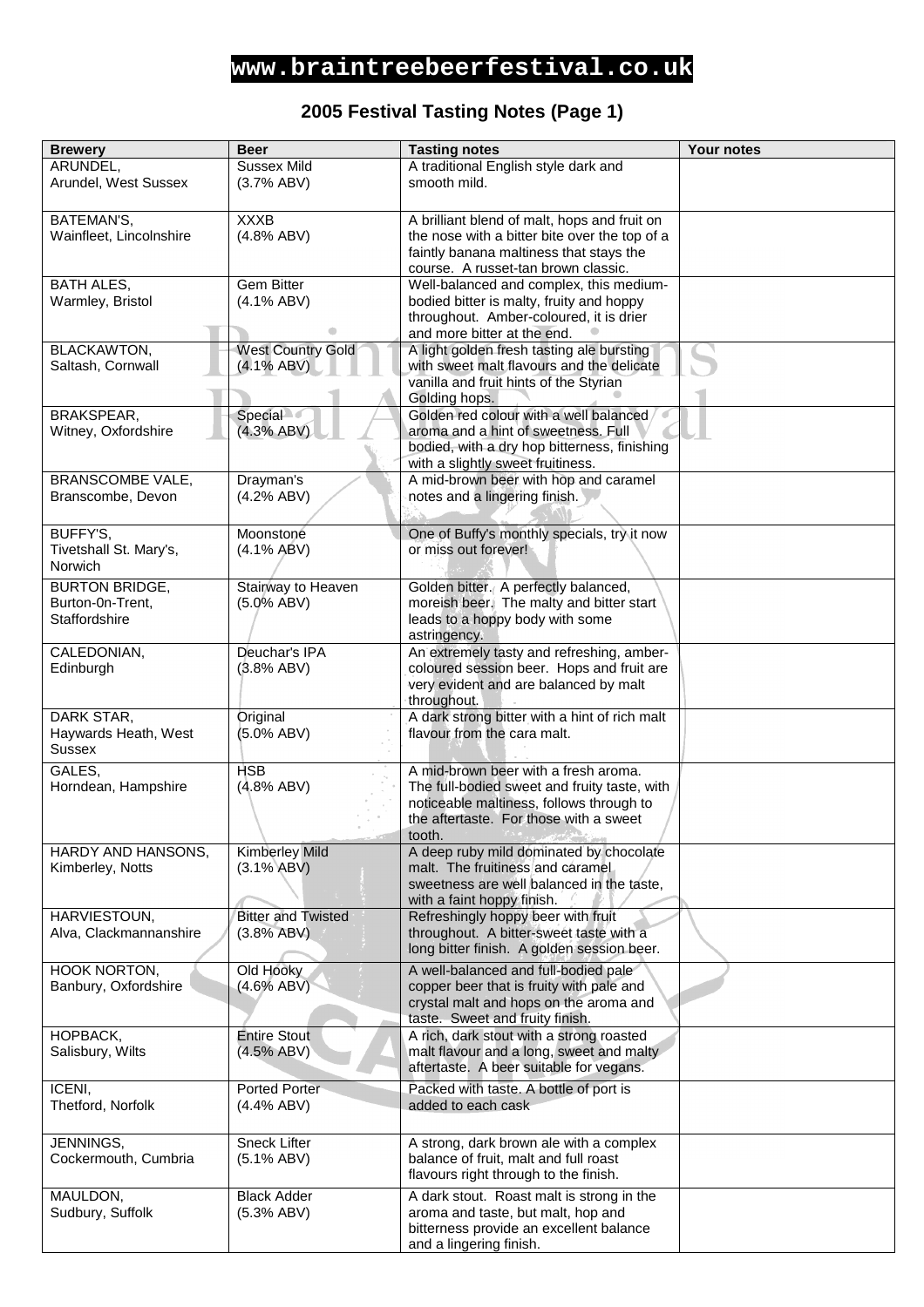# www.braintreebeerfestival.co.uk

## 2005 Festival Tasting Notes (Page 1)

| Brewery | Beer | Tasting notes | Your notes |
|---|---|---|---|
| ARUNDEL,<br>Arundel, West Sussex | Sussex Mild<br>(3.7% ABV) | A traditional English style dark and smooth mild. | |
| BATEMAN'S,<br>Wainfleet, Lincolnshire | XXXB<br>(4.8% ABV) | A brilliant blend of malt, hops and fruit on the nose with a bitter bite over the top of a faintly banana maltiness that stays the course. A russet-tan brown classic. | |
| BATH ALES,<br>Warmley, Bristol | Gem Bitter<br>(4.1% ABV) | Well-balanced and complex, this medium-bodied bitter is malty, fruity and hoppy throughout. Amber-coloured, it is drier and more bitter at the end. | |
| BLACKAWTON,<br>Saltash, Cornwall | West Country Gold<br>(4.1% ABV) | A light golden fresh tasting ale bursting with sweet malt flavours and the delicate vanilla and fruit hints of the Styrian Golding hops. | |
| BRAKSPEAR,<br>Witney, Oxfordshire | Special<br>(4.3% ABV) | Golden red colour with a well balanced aroma and a hint of sweetness. Full bodied, with a dry hop bitterness, finishing with a slightly sweet fruitiness. | |
| BRANSCOMBE VALE,<br>Branscombe, Devon | Drayman's<br>(4.2% ABV) | A mid-brown beer with hop and caramel notes and a lingering finish. | |
| BUFFY'S,<br>Tivetshall St. Mary's, Norwich | Moonstone<br>(4.1% ABV) | One of Buffy's monthly specials, try it now or miss out forever! | |
| BURTON BRIDGE,<br>Burton-0n-Trent, Staffordshire | Stairway to Heaven<br>(5.0% ABV) | Golden bitter. A perfectly balanced, moreish beer. The malty and bitter start leads to a hoppy body with some astringency. | |
| CALEDONIAN,<br>Edinburgh | Deuchar's IPA<br>(3.8% ABV) | An extremely tasty and refreshing, amber-coloured session beer. Hops and fruit are very evident and are balanced by malt throughout. | |
| DARK STAR,<br>Haywards Heath, West Sussex | Original<br>(5.0% ABV) | A dark strong bitter with a hint of rich malt flavour from the cara malt. | |
| GALES,<br>Horndean, Hampshire | HSB<br>(4.8% ABV) | A mid-brown beer with a fresh aroma. The full-bodied sweet and fruity taste, with noticeable maltiness, follows through to the aftertaste. For those with a sweet tooth. | |
| HARDY AND HANSONS,<br>Kimberley, Notts | Kimberley Mild<br>(3.1% ABV) | A deep ruby mild dominated by chocolate malt. The fruitiness and caramel sweetness are well balanced in the taste, with a faint hoppy finish. | |
| HARVIESTOUN,<br>Alva, Clackmannanshire | Bitter and Twisted<br>(3.8% ABV) | Refreshingly hoppy beer with fruit throughout. A bitter-sweet taste with a long bitter finish. A golden session beer. | |
| HOOK NORTON,<br>Banbury, Oxfordshire | Old Hooky<br>(4.6% ABV) | A well-balanced and full-bodied pale copper beer that is fruity with pale and crystal malt and hops on the aroma and taste. Sweet and fruity finish. | |
| HOPBACK,<br>Salisbury, Wilts | Entire Stout<br>(4.5% ABV) | A rich, dark stout with a strong roasted malt flavour and a long, sweet and malty aftertaste. A beer suitable for vegans. | |
| ICENI,<br>Thetford, Norfolk | Ported Porter<br>(4.4% ABV) | Packed with taste. A bottle of port is added to each cask | |
| JENNINGS,<br>Cockermouth, Cumbria | Sneck Lifter<br>(5.1% ABV) | A strong, dark brown ale with a complex balance of fruit, malt and full roast flavours right through to the finish. | |
| MAULDON,<br>Sudbury, Suffolk | Black Adder<br>(5.3% ABV) | A dark stout. Roast malt is strong in the aroma and taste, but malt, hop and bitterness provide an excellent balance and a lingering finish. | |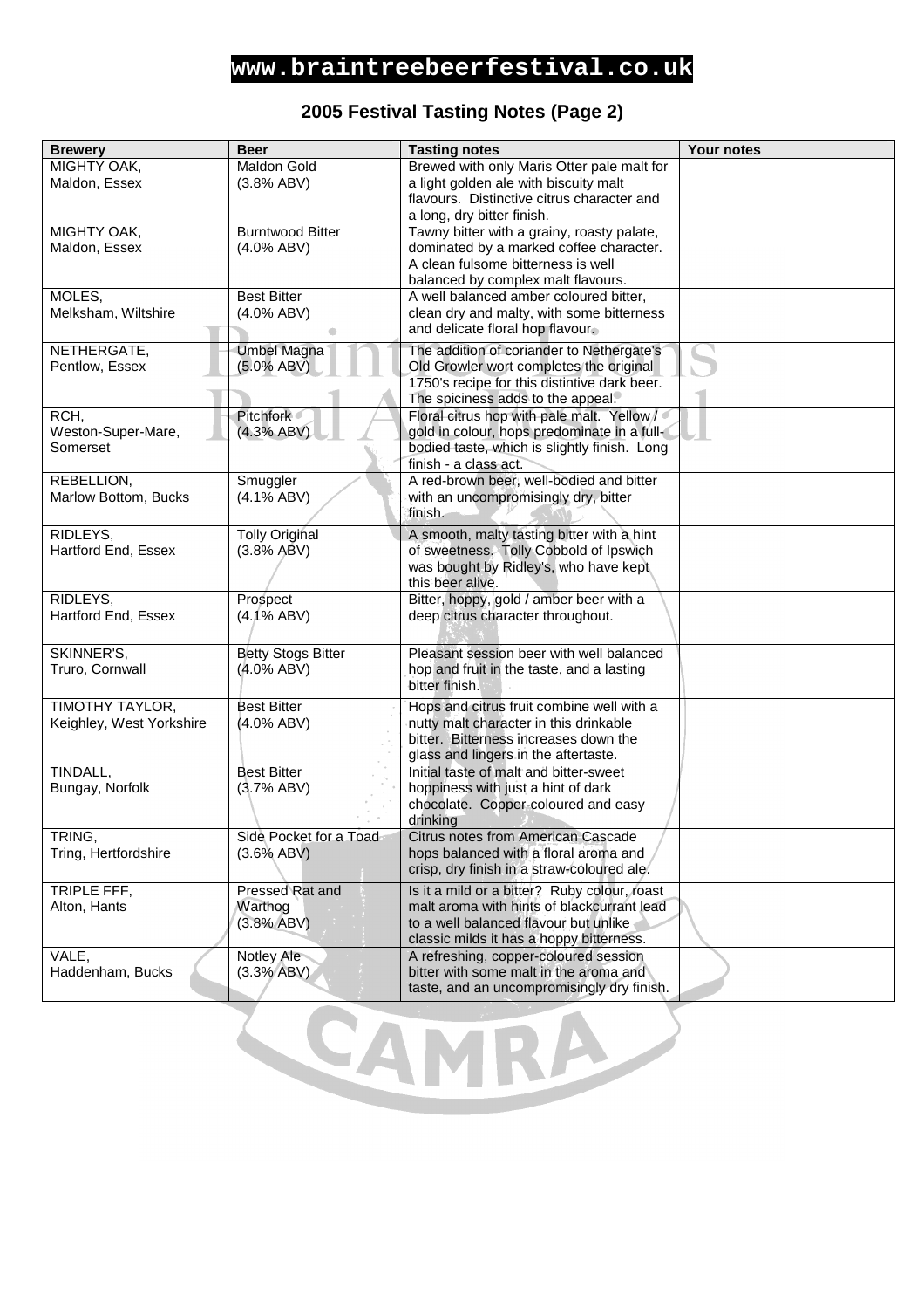# www.braintreebeerfestival.co.uk

## 2005 Festival Tasting Notes (Page 2)

| Brewery | Beer | Tasting notes | Your notes |
|---|---|---|---|
| MIGHTY OAK, Maldon, Essex | Maldon Gold (3.8% ABV) | Brewed with only Maris Otter pale malt for a light golden ale with biscuity malt flavours. Distinctive citrus character and a long, dry bitter finish. | |
| MIGHTY OAK, Maldon, Essex | Burntwood Bitter (4.0% ABV) | Tawny bitter with a grainy, roasty palate, dominated by a marked coffee character. A clean fulsome bitterness is well balanced by complex malt flavours. | |
| MOLES, Melksham, Wiltshire | Best Bitter (4.0% ABV) | A well balanced amber coloured bitter, clean dry and malty, with some bitterness and delicate floral hop flavour. | |
| NETHERGATE, Pentlow, Essex | Umbel Magna (5.0% ABV) | The addition of coriander to Nethergate's Old Growler wort completes the original 1750's recipe for this distintive dark beer. The spiciness adds to the appeal. | |
| RCH, Weston-Super-Mare, Somerset | Pitchfork (4.3% ABV) | Floral citrus hop with pale malt. Yellow / gold in colour, hops predominate in a full-bodied taste, which is slightly finish. Long finish - a class act. | |
| REBELLION, Marlow Bottom, Bucks | Smuggler (4.1% ABV) | A red-brown beer, well-bodied and bitter with an uncompromisingly dry, bitter finish. | |
| RIDLEYS, Hartford End, Essex | Tolly Original (3.8% ABV) | A smooth, malty tasting bitter with a hint of sweetness. Tolly Cobbold of Ipswich was bought by Ridley's, who have kept this beer alive. | |
| RIDLEYS, Hartford End, Essex | Prospect (4.1% ABV) | Bitter, hoppy, gold / amber beer with a deep citrus character throughout. | |
| SKINNER'S, Truro, Cornwall | Betty Stogs Bitter (4.0% ABV) | Pleasant session beer with well balanced hop and fruit in the taste, and a lasting bitter finish. | |
| TIMOTHY TAYLOR, Keighley, West Yorkshire | Best Bitter (4.0% ABV) | Hops and citrus fruit combine well with a nutty malt character in this drinkable bitter. Bitterness increases down the glass and lingers in the aftertaste. | |
| TINDALL, Bungay, Norfolk | Best Bitter (3.7% ABV) | Initial taste of malt and bitter-sweet hoppiness with just a hint of dark chocolate. Copper-coloured and easy drinking | |
| TRING, Tring, Hertfordshire | Side Pocket for a Toad (3.6% ABV) | Citrus notes from American Cascade hops balanced with a floral aroma and crisp, dry finish in a straw-coloured ale. | |
| TRIPLE FFF, Alton, Hants | Pressed Rat and Warthog (3.8% ABV) | Is it a mild or a bitter? Ruby colour, roast malt aroma with hints of blackcurrant lead to a well balanced flavour but unlike classic milds it has a hoppy bitterness. | |
| VALE, Haddenham, Bucks | Notley Ale (3.3% ABV) | A refreshing, copper-coloured session bitter with some malt in the aroma and taste, and an uncompromisingly dry finish. | |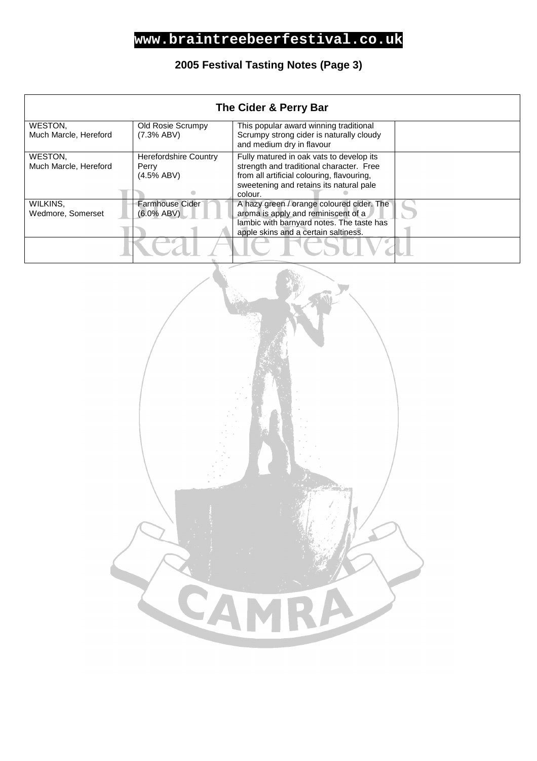# www.braintreebeerfestival.co.uk

## 2005 Festival Tasting Notes (Page 3)

| The Cider & Perry Bar | | | |
|---|---|---|---|
| WESTON, Much Marcle, Hereford | Old Rosie Scrumpy (7.3% ABV) | This popular award winning traditional Scrumpy strong cider is naturally cloudy and medium dry in flavour | |
| WESTON, Much Marcle, Hereford | Herefordshire Country Perry (4.5% ABV) | Fully matured in oak vats to develop its strength and traditional character. Free from all artificial colouring, flavouring, sweetening and retains its natural pale colour. | |
| WILKINS, Wedmore, Somerset | Farmhouse Cider (6.0% ABV) | A hazy green / orange coloured cider. The aroma is apply and reminiscent of a lambic with barnyard notes. The taste has apple skins and a certain saltiness. | |
| | | | |